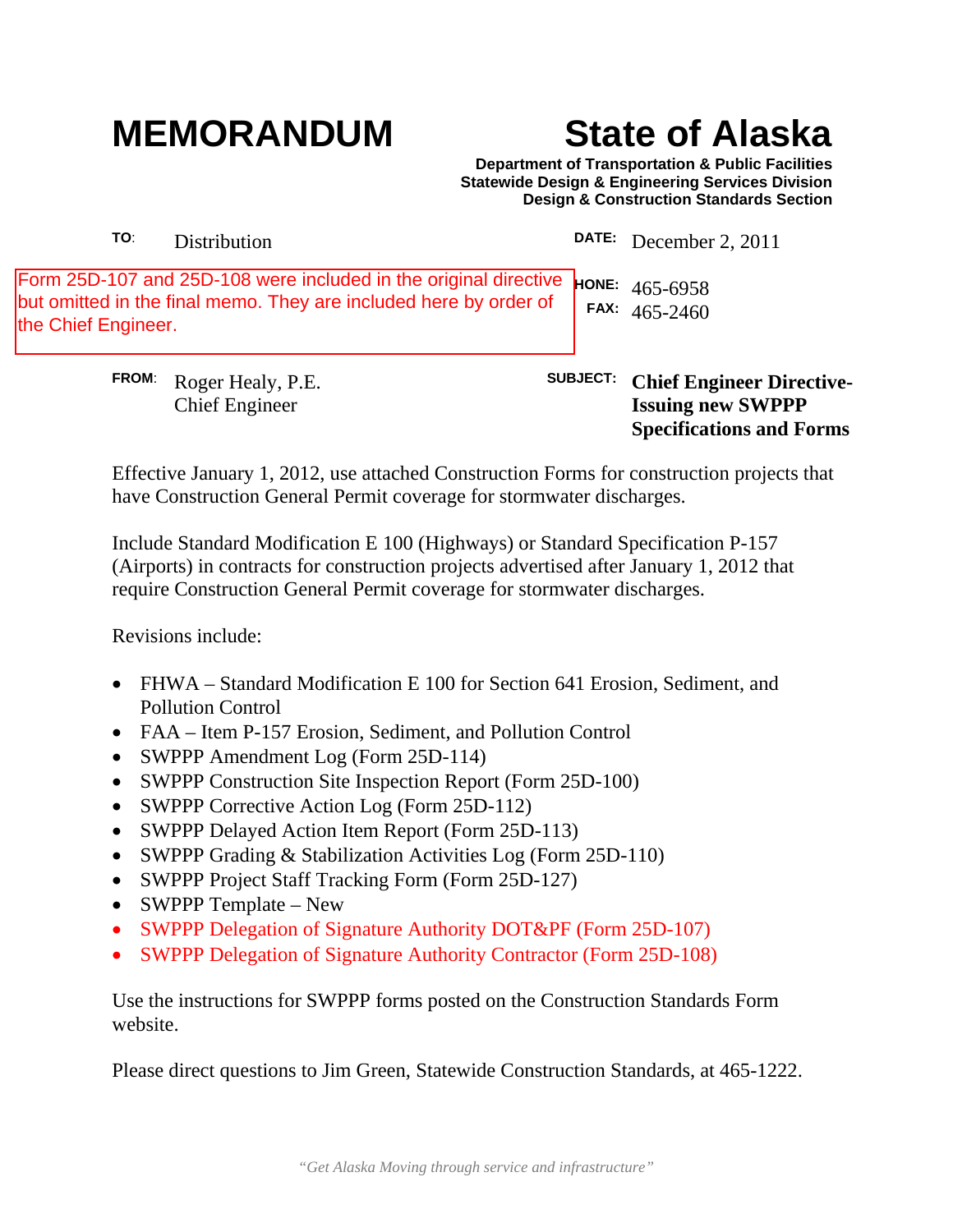# MEMORANDUM

# State of Alaska

**Department of Transportation & Public Facilities**
**Statewide Design & Engineering Services Division**
**Design & Construction Standards Section**

**TO:** Distribution

**DATE:** December 2, 2011

Form 25D-107 and 25D-108 were included in the original directive but omitted in the final memo. They are included here by order of the Chief Engineer.

**PHONE:** 465-6958
**FAX:** 465-2460

**FROM:** Roger Healy, P.E.
Chief Engineer

**SUBJECT:** **Chief Engineer Directive-Issuing new SWPPP Specifications and Forms**

Effective January 1, 2012, use attached Construction Forms for construction projects that have Construction General Permit coverage for stormwater discharges.

Include Standard Modification E 100 (Highways) or Standard Specification P-157 (Airports) in contracts for construction projects advertised after January 1, 2012 that require Construction General Permit coverage for stormwater discharges.

Revisions include:

- FHWA – Standard Modification E 100 for Section 641 Erosion, Sediment, and Pollution Control
- FAA – Item P-157 Erosion, Sediment, and Pollution Control
- SWPPP Amendment Log (Form 25D-114)
- SWPPP Construction Site Inspection Report (Form 25D-100)
- SWPPP Corrective Action Log (Form 25D-112)
- SWPPP Delayed Action Item Report (Form 25D-113)
- SWPPP Grading & Stabilization Activities Log (Form 25D-110)
- SWPPP Project Staff Tracking Form (Form 25D-127)
- SWPPP Template – New
- SWPPP Delegation of Signature Authority DOT&PF (Form 25D-107)
- SWPPP Delegation of Signature Authority Contractor (Form 25D-108)

Use the instructions for SWPPP forms posted on the Construction Standards Form website.

Please direct questions to Jim Green, Statewide Construction Standards, at 465-1222.

*"Get Alaska Moving through service and infrastructure"*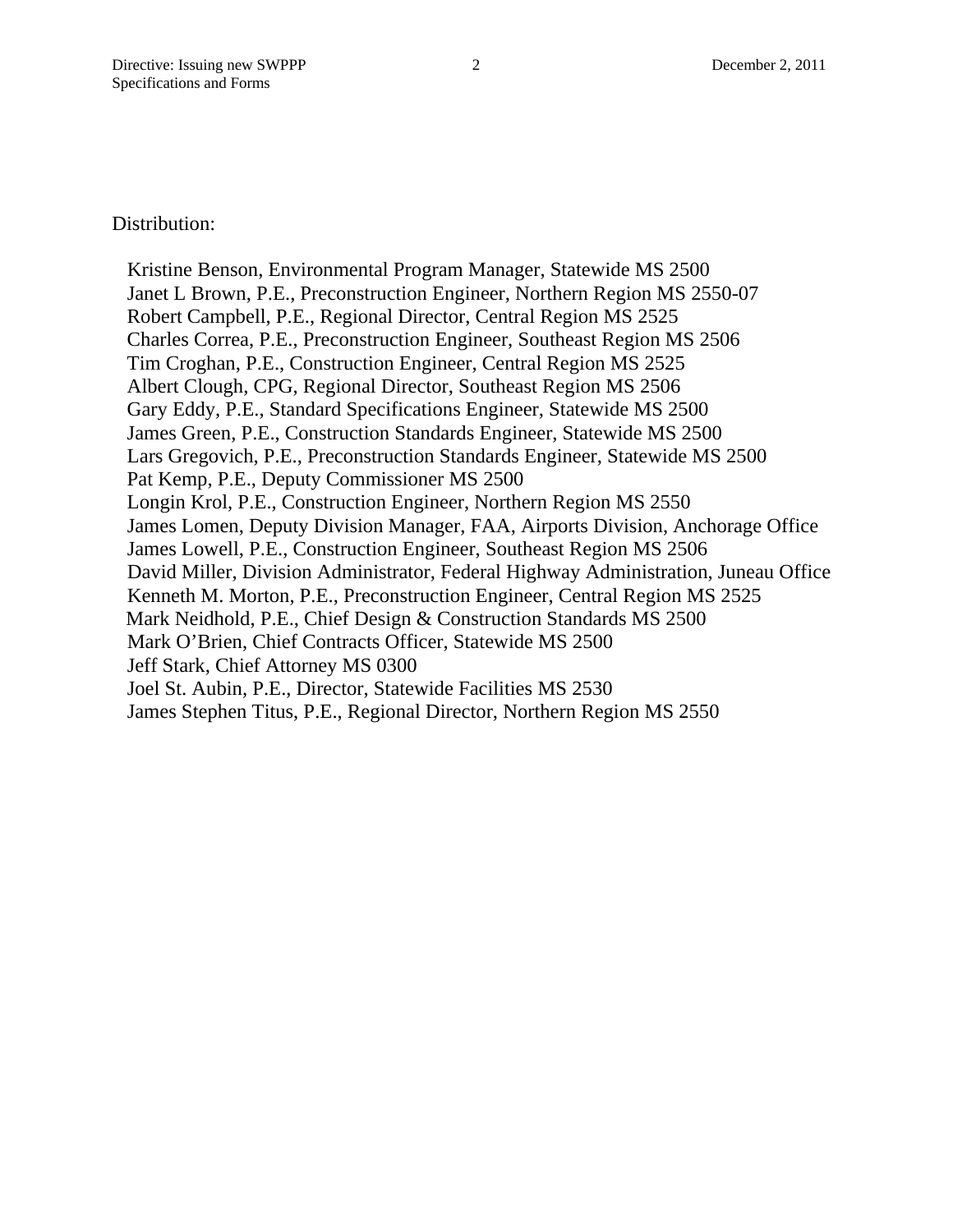Distribution:

Kristine Benson, Environmental Program Manager, Statewide MS 2500
Janet L Brown, P.E., Preconstruction Engineer, Northern Region MS 2550-07
Robert Campbell, P.E., Regional Director, Central Region MS 2525
Charles Correa, P.E., Preconstruction Engineer, Southeast Region MS 2506
Tim Croghan, P.E., Construction Engineer, Central Region MS 2525
Albert Clough, CPG, Regional Director, Southeast Region MS 2506
Gary Eddy, P.E., Standard Specifications Engineer, Statewide MS 2500
James Green, P.E., Construction Standards Engineer, Statewide MS 2500
Lars Gregovich, P.E., Preconstruction Standards Engineer, Statewide MS 2500
Pat Kemp, P.E., Deputy Commissioner MS 2500
Longin Krol, P.E., Construction Engineer, Northern Region MS 2550
James Lomen, Deputy Division Manager, FAA, Airports Division, Anchorage Office
James Lowell, P.E., Construction Engineer, Southeast Region MS 2506
David Miller, Division Administrator, Federal Highway Administration, Juneau Office
Kenneth M. Morton, P.E., Preconstruction Engineer, Central Region MS 2525
Mark Neidhold, P.E., Chief Design & Construction Standards MS 2500
Mark O'Brien, Chief Contracts Officer, Statewide MS 2500
Jeff Stark, Chief Attorney MS 0300
Joel St. Aubin, P.E., Director, Statewide Facilities MS 2530
James Stephen Titus, P.E., Regional Director, Northern Region MS 2550